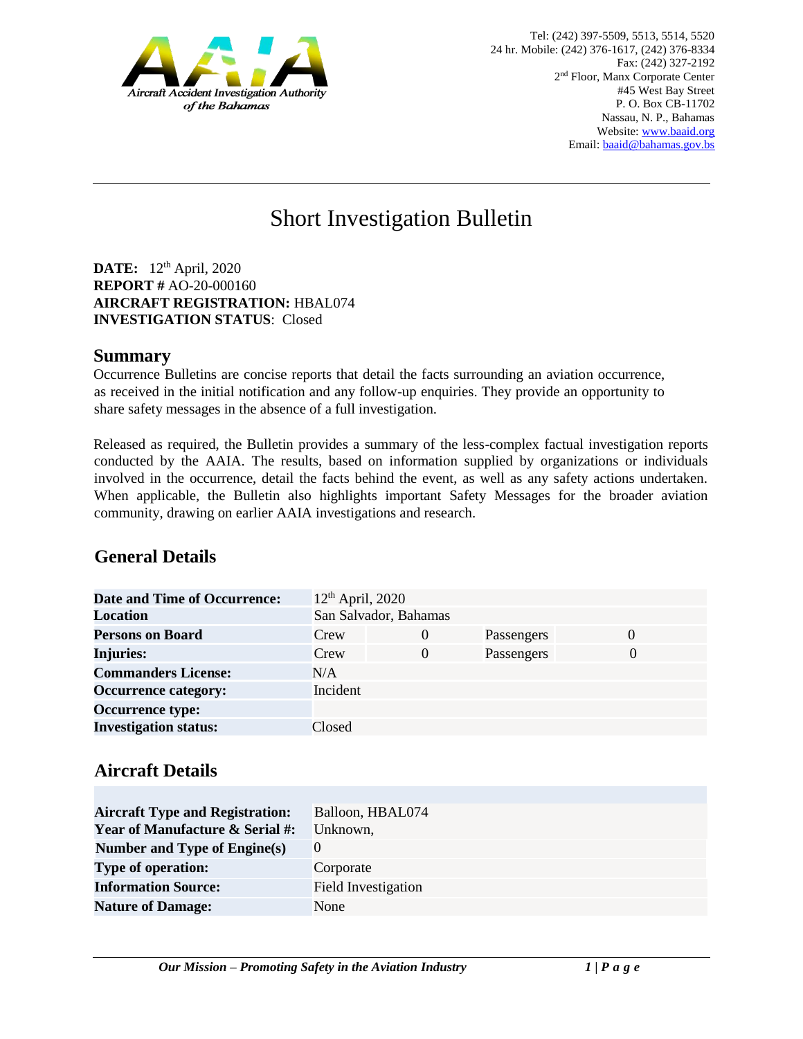Aircraft Accident Investigation Authority of the Bahamas

Tel: (242) 397-5509, 5513, 5514, 5520
24 hr. Mobile: (242) 376-1617, (242) 376-8334
Fax: (242) 327-2192
2nd Floor, Manx Corporate Center
#45 West Bay Street
P. O. Box CB-11702
Nassau, N. P., Bahamas
Website: www.baaid.org
Email: baaid@bahamas.gov.bs

# Short Investigation Bulletin

**DATE:** 12th April, 2020
**REPORT #** AO-20-000160
**AIRCRAFT REGISTRATION:** HBAL074
**INVESTIGATION STATUS**: Closed

## Summary

Occurrence Bulletins are concise reports that detail the facts surrounding an aviation occurrence, as received in the initial notification and any follow-up enquiries. They provide an opportunity to share safety messages in the absence of a full investigation.

Released as required, the Bulletin provides a summary of the less-complex factual investigation reports conducted by the AAIA. The results, based on information supplied by organizations or individuals involved in the occurrence, detail the facts behind the event, as well as any safety actions undertaken. When applicable, the Bulletin also highlights important Safety Messages for the broader aviation community, drawing on earlier AAIA investigations and research.

## General Details

| | | | | |
|---|---|---|---|---|
| **Date and Time of Occurrence:** | 12th April, 2020 | | | |
| **Location** | San Salvador, Bahamas | | | |
| **Persons on Board** | Crew | 0 | Passengers | 0 |
| **Injuries:** | Crew | 0 | Passengers | 0 |
| **Commanders License:** | N/A | | | |
| **Occurrence category:** | Incident | | | |
| **Occurrence type:** | | | | |
| **Investigation status:** | Closed | | | |

## Aircraft Details

| | |
|---|---|
| **Aircraft Type and Registration:** | Balloon, HBAL074 |
| **Year of Manufacture & Serial #:** | Unknown, |
| **Number and Type of Engine(s)** | 0 |
| **Type of operation:** | Corporate |
| **Information Source:** | Field Investigation |
| **Nature of Damage:** | None |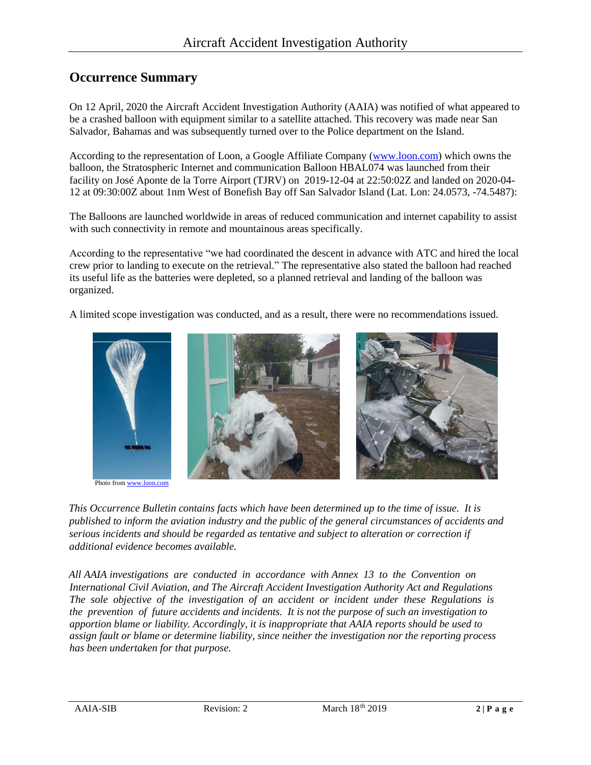## Occurrence Summary

On 12 April, 2020 the Aircraft Accident Investigation Authority (AAIA) was notified of what appeared to be a crashed balloon with equipment similar to a satellite attached. This recovery was made near San Salvador, Bahamas and was subsequently turned over to the Police department on the Island.

According to the representation of Loon, a Google Affiliate Company (www.loon.com) which owns the balloon, the Stratospheric Internet and communication Balloon HBAL074 was launched from their facility on José Aponte de la Torre Airport (TJRV) on 2019-12-04 at 22:50:02Z and landed on 2020-04-12 at 09:30:00Z about 1nm West of Bonefish Bay off San Salvador Island (Lat. Lon: 24.0573, -74.5487):

The Balloons are launched worldwide in areas of reduced communication and internet capability to assist with such connectivity in remote and mountainous areas specifically.

According to the representative "we had coordinated the descent in advance with ATC and hired the local crew prior to landing to execute on the retrieval." The representative also stated the balloon had reached its useful life as the batteries were depleted, so a planned retrieval and landing of the balloon was organized.

A limited scope investigation was conducted, and as a result, there were no recommendations issued.

Photo from www.loon.com

*This Occurrence Bulletin contains facts which have been determined up to the time of issue. It is published to inform the aviation industry and the public of the general circumstances of accidents and serious incidents and should be regarded as tentative and subject to alteration or correction if additional evidence becomes available.*

*All AAIA investigations are conducted in accordance with Annex 13 to the Convention on International Civil Aviation, and The Aircraft Accident Investigation Authority Act and Regulations The sole objective of the investigation of an accident or incident under these Regulations is the prevention of future accidents and incidents. It is not the purpose of such an investigation to apportion blame or liability. Accordingly, it is inappropriate that AAIA reports should be used to assign fault or blame or determine liability, since neither the investigation nor the reporting process has been undertaken for that purpose.*